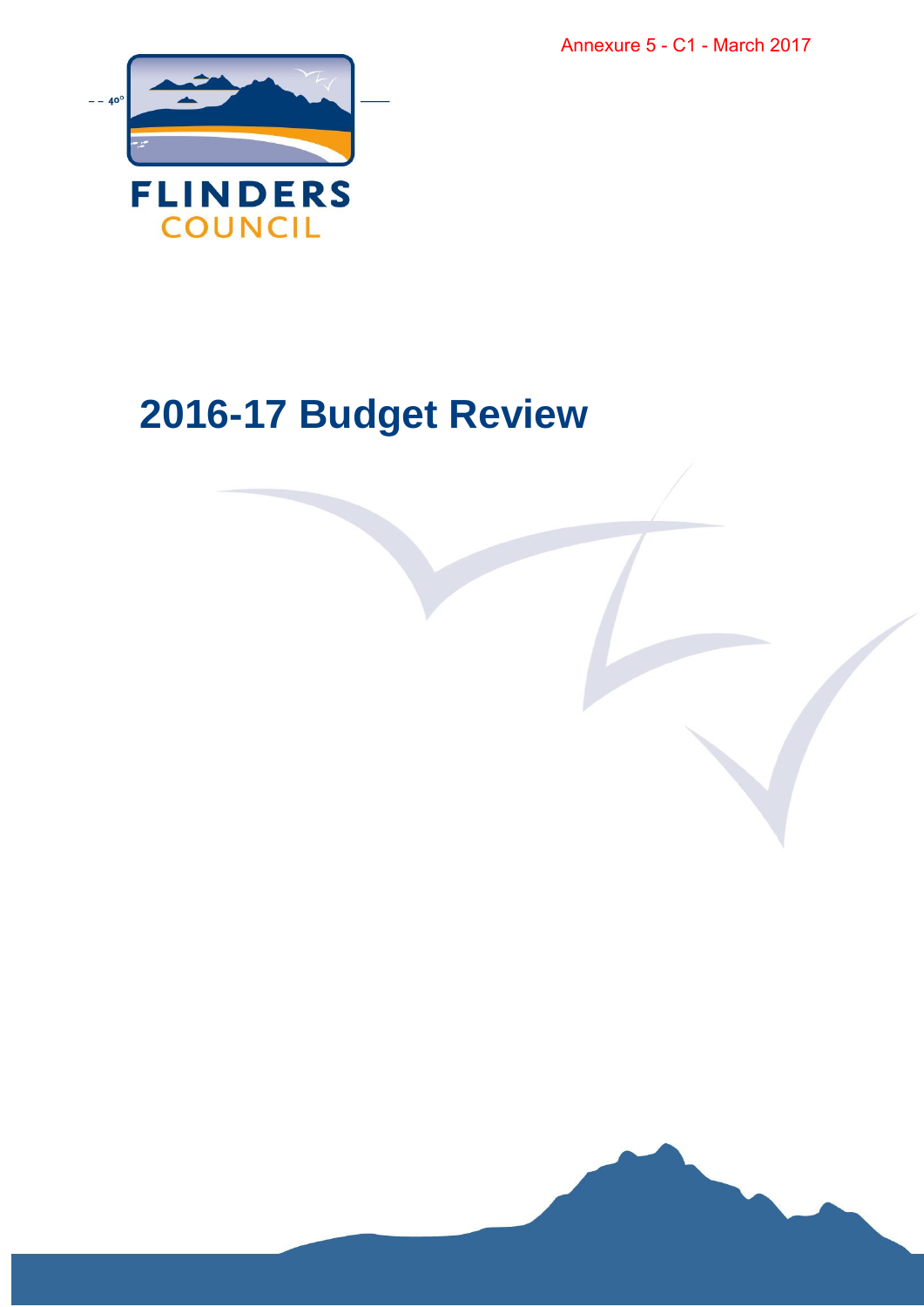Annexure 5 - C1 - March 2017

FLINDERS
COUNCIL

# 2016-17 Budget Review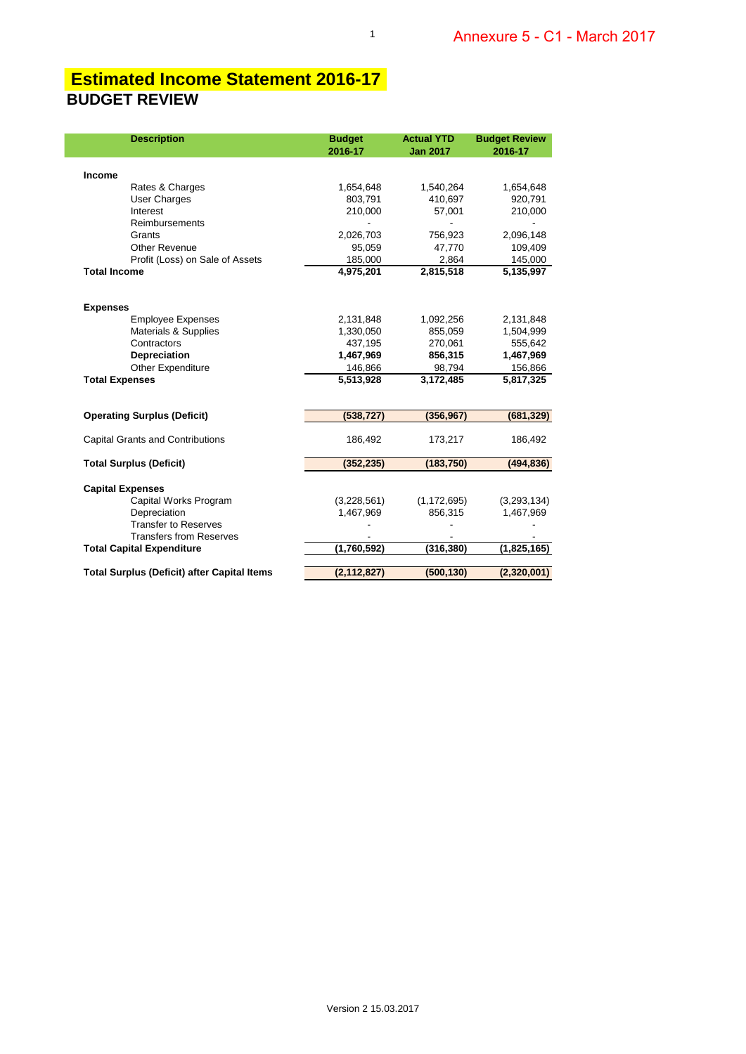Annexure 5 - C1 - March 2017

# Estimated Income Statement 2016-17

## BUDGET REVIEW

| Description | Budget 2016-17 | Actual YTD Jan 2017 | Budget Review 2016-17 |
|---|---|---|---|
| **Income** | | | |
| Rates & Charges | 1,654,648 | 1,540,264 | 1,654,648 |
| User Charges | 803,791 | 410,697 | 920,791 |
| Interest | 210,000 | 57,001 | 210,000 |
| Reimbursements | - | - | - |
| Grants | 2,026,703 | 756,923 | 2,096,148 |
| Other Revenue | 95,059 | 47,770 | 109,409 |
| Profit (Loss) on Sale of Assets | 185,000 | 2,864 | 145,000 |
| **Total Income** | **4,975,201** | **2,815,518** | **5,135,997** |
| **Expenses** | | | |
| Employee Expenses | 2,131,848 | 1,092,256 | 2,131,848 |
| Materials & Supplies | 1,330,050 | 855,059 | 1,504,999 |
| Contractors | 437,195 | 270,061 | 555,642 |
| **Depreciation** | **1,467,969** | **856,315** | **1,467,969** |
| Other Expenditure | 146,866 | 98,794 | 156,866 |
| **Total Expenses** | **5,513,928** | **3,172,485** | **5,817,325** |
| **Operating Surplus (Deficit)** | **(538,727)** | **(356,967)** | **(681,329)** |
| Capital Grants and Contributions | 186,492 | 173,217 | 186,492 |
| **Total Surplus (Deficit)** | **(352,235)** | **(183,750)** | **(494,836)** |
| **Capital Expenses** | | | |
| Capital Works Program | (3,228,561) | (1,172,695) | (3,293,134) |
| Depreciation | 1,467,969 | 856,315 | 1,467,969 |
| Transfer to Reserves | - | - | - |
| Transfers from Reserves | - | - | - |
| **Total Capital Expenditure** | **(1,760,592)** | **(316,380)** | **(1,825,165)** |
| **Total Surplus (Deficit) after Capital Items** | **(2,112,827)** | **(500,130)** | **(2,320,001)** |

Version 2 15.03.2017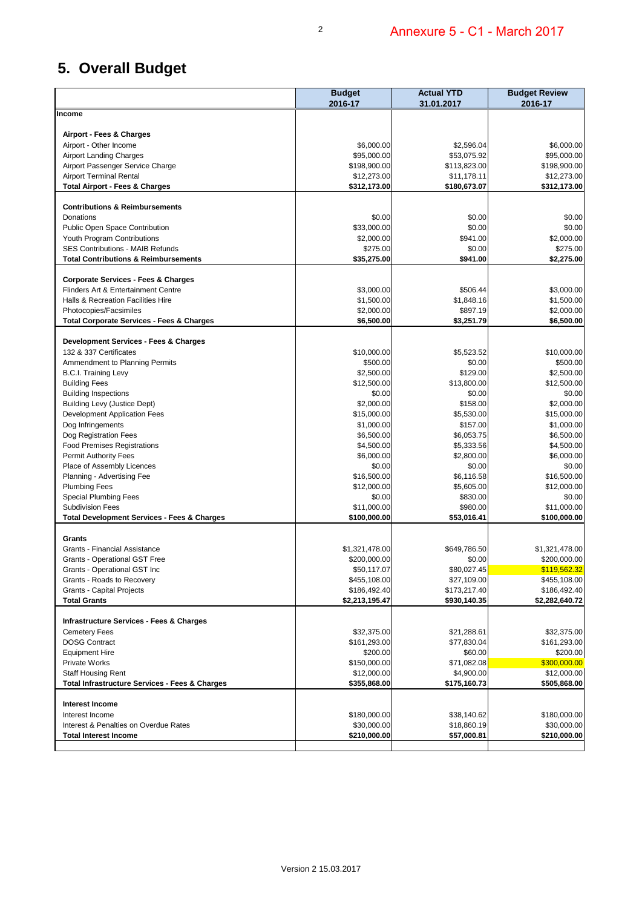# 5. Overall Budget

| | Budget 2016-17 | Actual YTD 31.01.2017 | Budget Review 2016-17 |
|---|---|---|---|
| **Income** | | | |
| | | | |
| **Airport - Fees & Charges** | | | |
| Airport - Other Income | $6,000.00 | $2,596.04 | $6,000.00 |
| Airport Landing Charges | $95,000.00 | $53,075.92 | $95,000.00 |
| Airport Passenger Service Charge | $198,900.00 | $113,823.00 | $198,900.00 |
| Airport Terminal Rental | $12,273.00 | $11,178.11 | $12,273.00 |
| **Total Airport - Fees & Charges** | **$312,173.00** | **$180,673.07** | **$312,173.00** |
| | | | |
| **Contributions & Reimbursements** | | | |
| Donations | $0.00 | $0.00 | $0.00 |
| Public Open Space Contribution | $33,000.00 | $0.00 | $0.00 |
| Youth Program Contributions | $2,000.00 | $941.00 | $2,000.00 |
| SES Contributions - MAIB Refunds | $275.00 | $0.00 | $275.00 |
| **Total Contributions & Reimbursements** | **$35,275.00** | **$941.00** | **$2,275.00** |
| | | | |
| **Corporate Services - Fees & Charges** | | | |
| Flinders Art & Entertainment Centre | $3,000.00 | $506.44 | $3,000.00 |
| Halls & Recreation Facilities Hire | $1,500.00 | $1,848.16 | $1,500.00 |
| Photocopies/Facsimiles | $2,000.00 | $897.19 | $2,000.00 |
| **Total Corporate Services - Fees & Charges** | **$6,500.00** | **$3,251.79** | **$6,500.00** |
| | | | |
| **Development Services - Fees & Charges** | | | |
| 132 & 337 Certificates | $10,000.00 | $5,523.52 | $10,000.00 |
| Ammendment to Planning Permits | $500.00 | $0.00 | $500.00 |
| B.C.I. Training Levy | $2,500.00 | $129.00 | $2,500.00 |
| Building Fees | $12,500.00 | $13,800.00 | $12,500.00 |
| Building Inspections | $0.00 | $0.00 | $0.00 |
| Building Levy (Justice Dept) | $2,000.00 | $158.00 | $2,000.00 |
| Development Application Fees | $15,000.00 | $5,530.00 | $15,000.00 |
| Dog Infringements | $1,000.00 | $157.00 | $1,000.00 |
| Dog Registration Fees | $6,500.00 | $6,053.75 | $6,500.00 |
| Food Premises Registrations | $4,500.00 | $5,333.56 | $4,500.00 |
| Permit Authority Fees | $6,000.00 | $2,800.00 | $6,000.00 |
| Place of Assembly Licences | $0.00 | $0.00 | $0.00 |
| Planning - Advertising Fee | $16,500.00 | $6,116.58 | $16,500.00 |
| Plumbing Fees | $12,000.00 | $5,605.00 | $12,000.00 |
| Special Plumbing Fees | $0.00 | $830.00 | $0.00 |
| Subdivision Fees | $11,000.00 | $980.00 | $11,000.00 |
| **Total Development Services - Fees & Charges** | **$100,000.00** | **$53,016.41** | **$100,000.00** |
| | | | |
| **Grants** | | | |
| Grants - Financial Assistance | $1,321,478.00 | $649,786.50 | $1,321,478.00 |
| Grants - Operational GST Free | $200,000.00 | $0.00 | $200,000.00 |
| Grants - Operational GST Inc | $50,117.07 | $80,027.45 | $119,562.32 |
| Grants - Roads to Recovery | $455,108.00 | $27,109.00 | $455,108.00 |
| Grants - Capital Projects | $186,492.40 | $173,217.40 | $186,492.40 |
| **Total Grants** | **$2,213,195.47** | **$930,140.35** | **$2,282,640.72** |
| | | | |
| **Infrastructure Services - Fees & Charges** | | | |
| Cemetery Fees | $32,375.00 | $21,288.61 | $32,375.00 |
| DOSG Contract | $161,293.00 | $77,830.04 | $161,293.00 |
| Equipment Hire | $200.00 | $60.00 | $200.00 |
| Private Works | $150,000.00 | $71,082.08 | $300,000.00 |
| Staff Housing Rent | $12,000.00 | $4,900.00 | $12,000.00 |
| **Total Infrastructure Services - Fees & Charges** | **$355,868.00** | **$175,160.73** | **$505,868.00** |
| | | | |
| **Interest Income** | | | |
| Interest Income | $180,000.00 | $38,140.62 | $180,000.00 |
| Interest & Penalties on Overdue Rates | $30,000.00 | $18,860.19 | $30,000.00 |
| **Total Interest Income** | **$210,000.00** | **$57,000.81** | **$210,000.00** |

Version 2 15.03.2017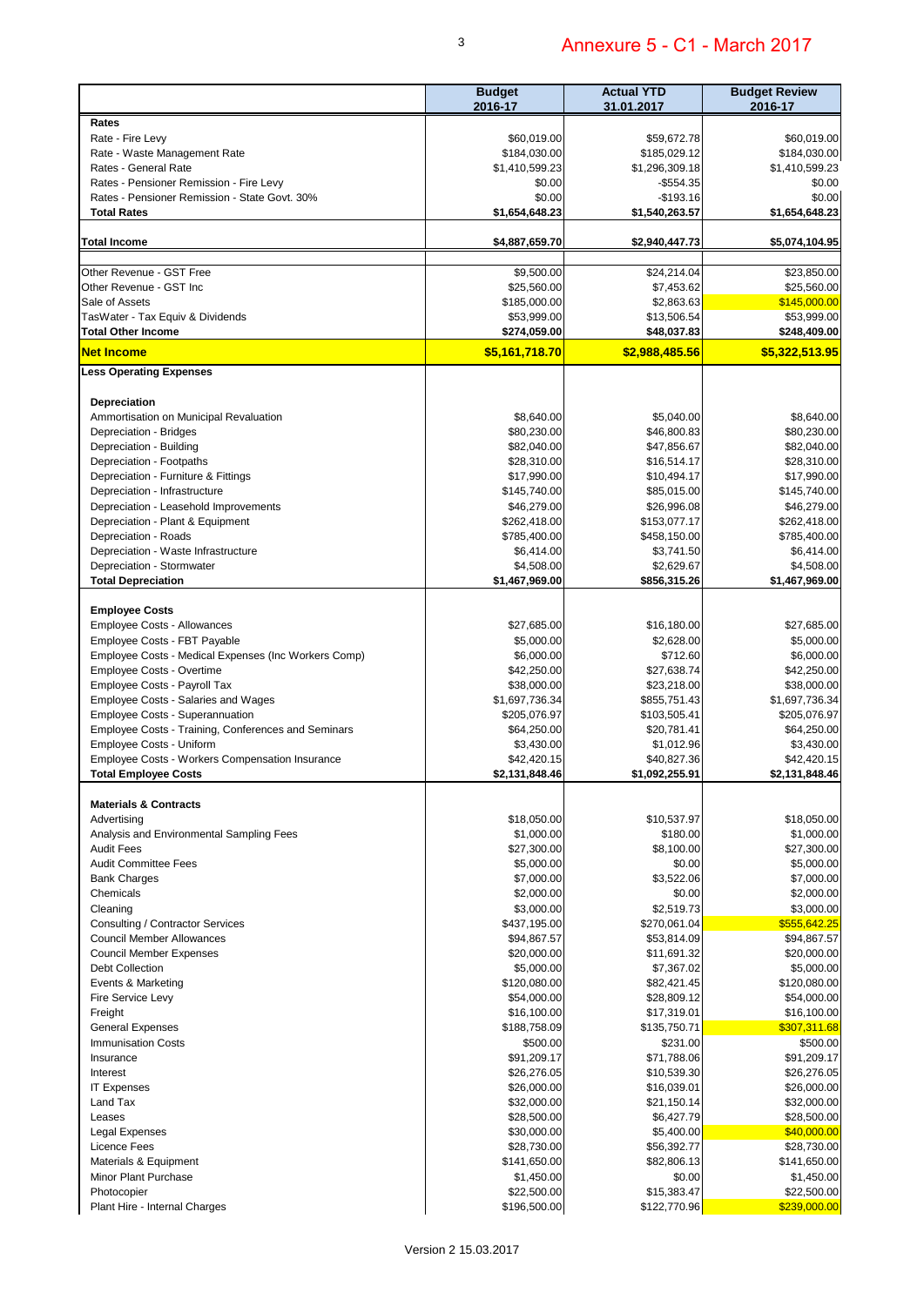## Annexure 5 - C1 - March 2017

| | Budget 2016-17 | Actual YTD 31.01.2017 | Budget Review 2016-17 |
|---|---|---|---|
| **Rates** | | | |
| Rate - Fire Levy | $60,019.00 | $59,672.78 | $60,019.00 |
| Rate - Waste Management Rate | $184,030.00 | $185,029.12 | $184,030.00 |
| Rates - General Rate | $1,410,599.23 | $1,296,309.18 | $1,410,599.23 |
| Rates - Pensioner Remission - Fire Levy | $0.00 | -$554.35 | $0.00 |
| Rates - Pensioner Remission - State Govt. 30% | $0.00 | -$193.16 | $0.00 |
| **Total Rates** | **$1,654,648.23** | **$1,540,263.57** | **$1,654,648.23** |
| | | | |
| **Total Income** | **$4,887,659.70** | **$2,940,447.73** | **$5,074,104.95** |
| | | | |
| Other Revenue - GST Free | $9,500.00 | $24,214.04 | $23,850.00 |
| Other Revenue - GST Inc | $25,560.00 | $7,453.62 | $25,560.00 |
| Sale of Assets | $185,000.00 | $2,863.63 | $145,000.00 |
| TasWater - Tax Equiv & Dividends | $53,999.00 | $13,506.54 | $53,999.00 |
| **Total Other Income** | **$274,059.00** | **$48,037.83** | **$248,409.00** |
| **Net Income** | **$5,161,718.70** | **$2,988,485.56** | **$5,322,513.95** |
| **Less Operating Expenses** | | | |
| | | | |
| **Depreciation** | | | |
| Ammortisation on Municipal Revaluation | $8,640.00 | $5,040.00 | $8,640.00 |
| Depreciation - Bridges | $80,230.00 | $46,800.83 | $80,230.00 |
| Depreciation - Building | $82,040.00 | $47,856.67 | $82,040.00 |
| Depreciation - Footpaths | $28,310.00 | $16,514.17 | $28,310.00 |
| Depreciation - Furniture & Fittings | $17,990.00 | $10,494.17 | $17,990.00 |
| Depreciation - Infrastructure | $145,740.00 | $85,015.00 | $145,740.00 |
| Depreciation - Leasehold Improvements | $46,279.00 | $26,996.08 | $46,279.00 |
| Depreciation - Plant & Equipment | $262,418.00 | $153,077.17 | $262,418.00 |
| Depreciation - Roads | $785,400.00 | $458,150.00 | $785,400.00 |
| Depreciation - Waste Infrastructure | $6,414.00 | $3,741.50 | $6,414.00 |
| Depreciation - Stormwater | $4,508.00 | $2,629.67 | $4,508.00 |
| **Total Depreciation** | **$1,467,969.00** | **$856,315.26** | **$1,467,969.00** |
| | | | |
| **Employee Costs** | | | |
| Employee Costs - Allowances | $27,685.00 | $16,180.00 | $27,685.00 |
| Employee Costs - FBT Payable | $5,000.00 | $2,628.00 | $5,000.00 |
| Employee Costs - Medical Expenses (Inc Workers Comp) | $6,000.00 | $712.60 | $6,000.00 |
| Employee Costs - Overtime | $42,250.00 | $27,638.74 | $42,250.00 |
| Employee Costs - Payroll Tax | $38,000.00 | $23,218.00 | $38,000.00 |
| Employee Costs - Salaries and Wages | $1,697,736.34 | $855,751.43 | $1,697,736.34 |
| Employee Costs - Superannuation | $205,076.97 | $103,505.41 | $205,076.97 |
| Employee Costs - Training, Conferences and Seminars | $64,250.00 | $20,781.41 | $64,250.00 |
| Employee Costs - Uniform | $3,430.00 | $1,012.96 | $3,430.00 |
| Employee Costs - Workers Compensation Insurance | $42,420.15 | $40,827.36 | $42,420.15 |
| **Total Employee Costs** | **$2,131,848.46** | **$1,092,255.91** | **$2,131,848.46** |
| | | | |
| **Materials & Contracts** | | | |
| Advertising | $18,050.00 | $10,537.97 | $18,050.00 |
| Analysis and Environmental Sampling Fees | $1,000.00 | $180.00 | $1,000.00 |
| Audit Fees | $27,300.00 | $8,100.00 | $27,300.00 |
| Audit Committee Fees | $5,000.00 | $0.00 | $5,000.00 |
| Bank Charges | $7,000.00 | $3,522.06 | $7,000.00 |
| Chemicals | $2,000.00 | $0.00 | $2,000.00 |
| Cleaning | $3,000.00 | $2,519.73 | $3,000.00 |
| Consulting / Contractor Services | $437,195.00 | $270,061.04 | $555,642.25 |
| Council Member Allowances | $94,867.57 | $53,814.09 | $94,867.57 |
| Council Member Expenses | $20,000.00 | $11,691.32 | $20,000.00 |
| Debt Collection | $5,000.00 | $7,367.02 | $5,000.00 |
| Events & Marketing | $120,080.00 | $82,421.45 | $120,080.00 |
| Fire Service Levy | $54,000.00 | $28,809.12 | $54,000.00 |
| Freight | $16,100.00 | $17,319.01 | $16,100.00 |
| General Expenses | $188,758.09 | $135,750.71 | $307,311.68 |
| Immunisation Costs | $500.00 | $231.00 | $500.00 |
| Insurance | $91,209.17 | $71,788.06 | $91,209.17 |
| Interest | $26,276.05 | $10,539.30 | $26,276.05 |
| IT Expenses | $26,000.00 | $16,039.01 | $26,000.00 |
| Land Tax | $32,000.00 | $21,150.14 | $32,000.00 |
| Leases | $28,500.00 | $6,427.79 | $28,500.00 |
| Legal Expenses | $30,000.00 | $5,400.00 | $40,000.00 |
| Licence Fees | $28,730.00 | $56,392.77 | $28,730.00 |
| Materials & Equipment | $141,650.00 | $82,806.13 | $141,650.00 |
| Minor Plant Purchase | $1,450.00 | $0.00 | $1,450.00 |
| Photocopier | $22,500.00 | $15,383.47 | $22,500.00 |
| Plant Hire - Internal Charges | $196,500.00 | $122,770.96 | $239,000.00 |

Version 2 15.03.2017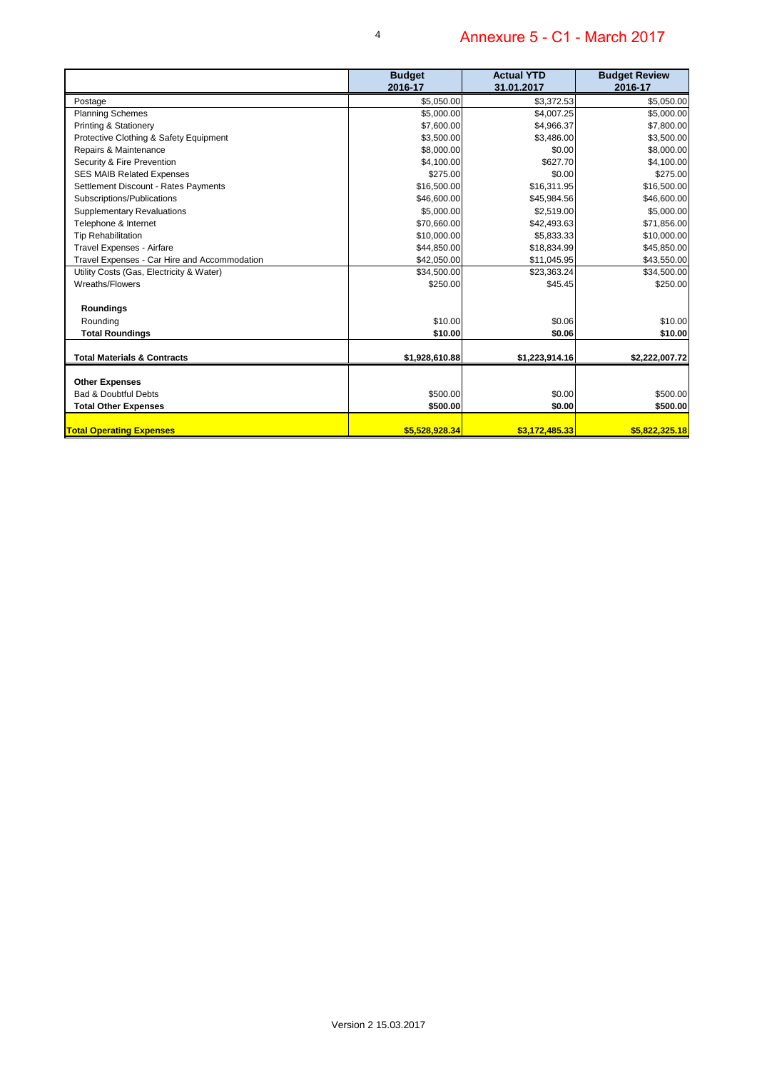# Annexure 5 - C1 - March 2017

| | Budget 2016-17 | Actual YTD 31.01.2017 | Budget Review 2016-17 |
|---|---|---|---|
| Postage | $5,050.00 | $3,372.53 | $5,050.00 |
| Planning Schemes | $5,000.00 | $4,007.25 | $5,000.00 |
| Printing & Stationery | $7,600.00 | $4,966.37 | $7,800.00 |
| Protective Clothing & Safety Equipment | $3,500.00 | $3,486.00 | $3,500.00 |
| Repairs & Maintenance | $8,000.00 | $0.00 | $8,000.00 |
| Security & Fire Prevention | $4,100.00 | $627.70 | $4,100.00 |
| SES MAIB Related Expenses | $275.00 | $0.00 | $275.00 |
| Settlement Discount - Rates Payments | $16,500.00 | $16,311.95 | $16,500.00 |
| Subscriptions/Publications | $46,600.00 | $45,984.56 | $46,600.00 |
| Supplementary Revaluations | $5,000.00 | $2,519.00 | $5,000.00 |
| Telephone & Internet | $70,660.00 | $42,493.63 | $71,856.00 |
| Tip Rehabilitation | $10,000.00 | $5,833.33 | $10,000.00 |
| Travel Expenses - Airfare | $44,850.00 | $18,834.99 | $45,850.00 |
| Travel Expenses - Car Hire and Accommodation | $42,050.00 | $11,045.95 | $43,550.00 |
| Utility Costs (Gas, Electricity & Water) | $34,500.00 | $23,363.24 | $34,500.00 |
| Wreaths/Flowers | $250.00 | $45.45 | $250.00 |
| **Roundings** | | | |
| Rounding | $10.00 | $0.06 | $10.00 |
| **Total Roundings** | **$10.00** | **$0.06** | **$10.00** |
| **Total Materials & Contracts** | **$1,928,610.88** | **$1,223,914.16** | **$2,222,007.72** |
| **Other Expenses** | | | |
| Bad & Doubtful Debts | $500.00 | $0.00 | $500.00 |
| **Total Other Expenses** | **$500.00** | **$0.00** | **$500.00** |
| **Total Operating Expenses** | **$5,528,928.34** | **$3,172,485.33** | **$5,822,325.18** |

Version 2 15.03.2017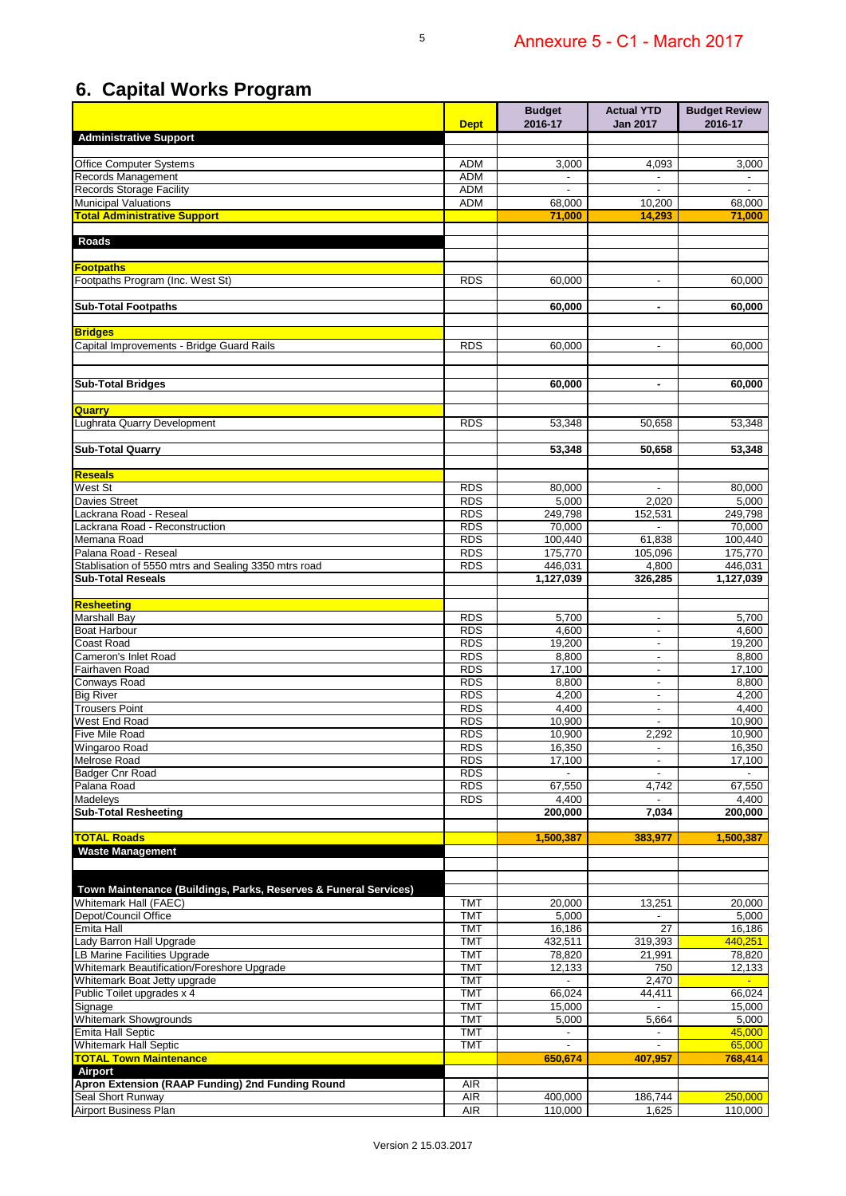# 6. Capital Works Program

| | Dept | Budget 2016-17 | Actual YTD Jan 2017 | Budget Review 2016-17 |
|---|---|---|---|---|
| **Administrative Support** | | | | |
| Office Computer Systems | ADM | 3,000 | 4,093 | 3,000 |
| Records Management | ADM | - | - | - |
| Records Storage Facility | ADM | - | - | - |
| Municipal Valuations | ADM | 68,000 | 10,200 | 68,000 |
| **Total Administrative Support** | | **71,000** | **14,293** | **71,000** |
| **Roads** | | | | |
| **Footpaths** | | | | |
| Footpaths Program (Inc. West St) | RDS | 60,000 | - | 60,000 |
| **Sub-Total Footpaths** | | **60,000** | **-** | **60,000** |
| **Bridges** | | | | |
| Capital Improvements - Bridge Guard Rails | RDS | 60,000 | - | 60,000 |
| **Sub-Total Bridges** | | **60,000** | **-** | **60,000** |
| **Quarry** | | | | |
| Lughrata Quarry Development | RDS | 53,348 | 50,658 | 53,348 |
| **Sub-Total Quarry** | | **53,348** | **50,658** | **53,348** |
| **Reseals** | | | | |
| West St | RDS | 80,000 | - | 80,000 |
| Davies Street | RDS | 5,000 | 2,020 | 5,000 |
| Lackrana Road - Reseal | RDS | 249,798 | 152,531 | 249,798 |
| Lackrana Road - Reconstruction | RDS | 70,000 | - | 70,000 |
| Memana Road | RDS | 100,440 | 61,838 | 100,440 |
| Palana Road - Reseal | RDS | 175,770 | 105,096 | 175,770 |
| Stablisation of 5550 mtrs and Sealing 3350 mtrs road | RDS | 446,031 | 4,800 | 446,031 |
| **Sub-Total Reseals** | | **1,127,039** | **326,285** | **1,127,039** |
| **Resheeting** | | | | |
| Marshall Bay | RDS | 5,700 | - | 5,700 |
| Boat Harbour | RDS | 4,600 | - | 4,600 |
| Coast Road | RDS | 19,200 | - | 19,200 |
| Cameron's Inlet Road | RDS | 8,800 | - | 8,800 |
| Fairhaven Road | RDS | 17,100 | - | 17,100 |
| Conways Road | RDS | 8,800 | - | 8,800 |
| Big River | RDS | 4,200 | - | 4,200 |
| Trousers Point | RDS | 4,400 | - | 4,400 |
| West End Road | RDS | 10,900 | - | 10,900 |
| Five Mile Road | RDS | 10,900 | 2,292 | 10,900 |
| Wingaroo Road | RDS | 16,350 | - | 16,350 |
| Melrose Road | RDS | 17,100 | - | 17,100 |
| Badger Cnr Road | RDS | - | - | - |
| Palana Road | RDS | 67,550 | 4,742 | 67,550 |
| Madeleys | RDS | 4,400 | - | 4,400 |
| **Sub-Total Resheeting** | | **200,000** | **7,034** | **200,000** |
| **TOTAL Roads** | | **1,500,387** | **383,977** | **1,500,387** |
| **Waste Management** | | | | |
| **Town Maintenance (Buildings, Parks, Reserves & Funeral Services)** | | | | |
| Whitemark Hall (FAEC) | TMT | 20,000 | 13,251 | 20,000 |
| Depot/Council Office | TMT | 5,000 | - | 5,000 |
| Emita Hall | TMT | 16,186 | 27 | 16,186 |
| Lady Barron Hall Upgrade | TMT | 432,511 | 319,393 | 440,251 |
| LB Marine Facilities Upgrade | TMT | 78,820 | 21,991 | 78,820 |
| Whitemark Beautification/Foreshore Upgrade | TMT | 12,133 | 750 | 12,133 |
| Whitemark Boat Jetty upgrade | TMT | - | 2,470 | - |
| Public Toilet upgrades x 4 | TMT | 66,024 | 44,411 | 66,024 |
| Signage | TMT | 15,000 | - | 15,000 |
| Whitemark Showgrounds | TMT | 5,000 | 5,664 | 5,000 |
| Emita Hall Septic | TMT | - | - | 45,000 |
| Whitemark Hall Septic | TMT | - | - | 65,000 |
| **TOTAL Town Maintenance** | | **650,674** | **407,957** | **768,414** |
| **Airport** | | | | |
| **Apron Extension (RAAP Funding) 2nd Funding Round** | AIR | | | |
| Seal Short Runway | AIR | 400,000 | 186,744 | 250,000 |
| Airport Business Plan | AIR | 110,000 | 1,625 | 110,000 |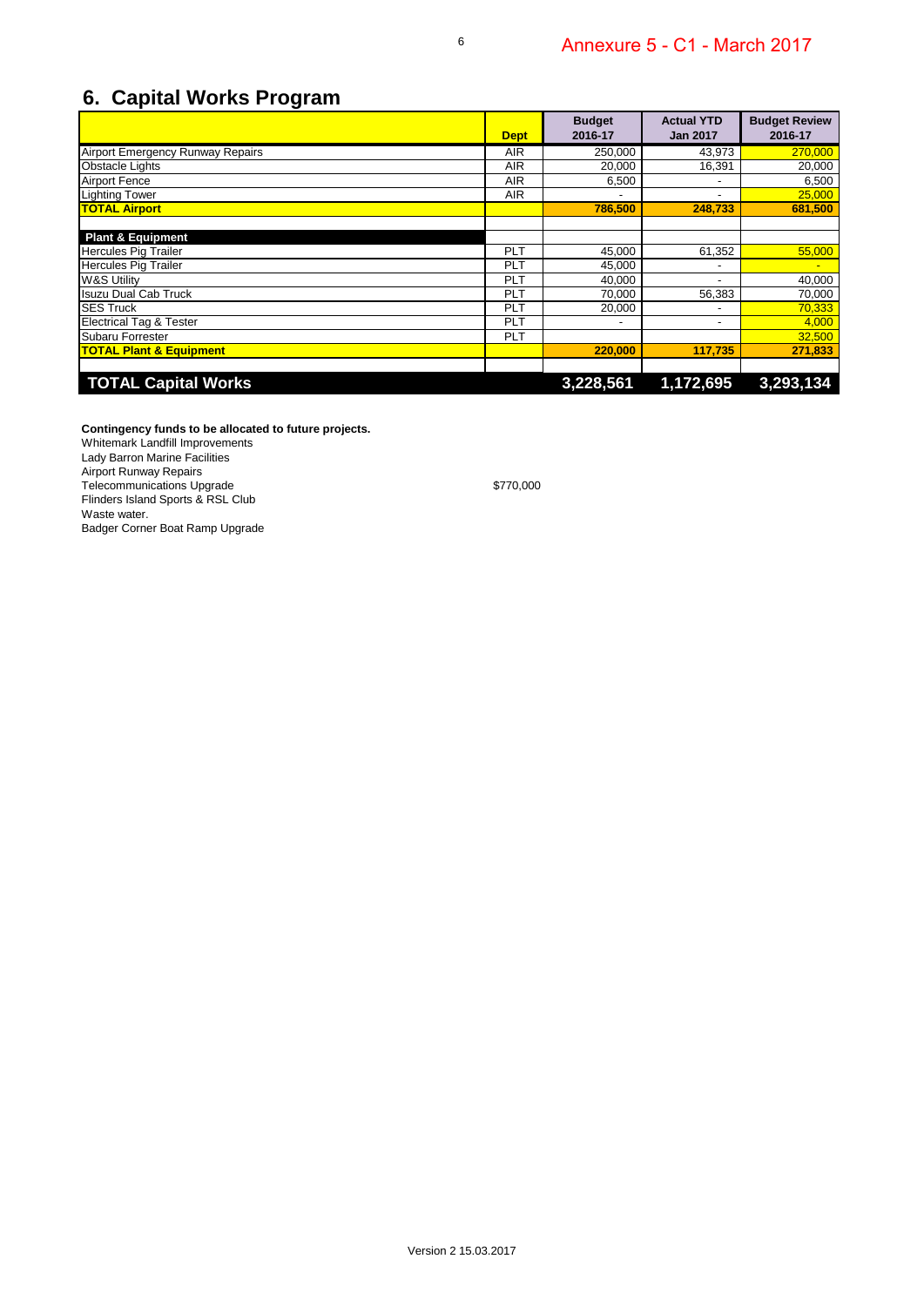Annexure 5 - C1 - March 2017

## 6. Capital Works Program

| | Dept | Budget 2016-17 | Actual YTD Jan 2017 | Budget Review 2016-17 |
|---|---|---|---|---|
| Airport Emergency Runway Repairs | AIR | 250,000 | 43,973 | 270,000 |
| Obstacle Lights | AIR | 20,000 | 16,391 | 20,000 |
| Airport Fence | AIR | 6,500 | - | 6,500 |
| Lighting Tower | AIR | - | - | 25,000 |
| **TOTAL Airport** | | **786,500** | **248,733** | **681,500** |
| | | | | |
| **Plant & Equipment** | | | | |
| Hercules Pig Trailer | PLT | 45,000 | 61,352 | 55,000 |
| Hercules Pig Trailer | PLT | 45,000 | - | - |
| W&S Utility | PLT | 40,000 | - | 40,000 |
| Isuzu Dual Cab Truck | PLT | 70,000 | 56,383 | 70,000 |
| SES Truck | PLT | 20,000 | - | 70,333 |
| Electrical Tag & Tester | PLT | - | - | 4,000 |
| Subaru Forrester | PLT | | | 32,500 |
| **TOTAL Plant & Equipment** | | **220,000** | **117,735** | **271,833** |
| | | | | |
| **TOTAL Capital Works** | | **3,228,561** | **1,172,695** | **3,293,134** |

**Contingency funds to be allocated to future projects.**

Whitemark Landfill Improvements
Lady Barron Marine Facilities
Airport Runway Repairs
Telecommunications Upgrade — $770,000
Flinders Island Sports & RSL Club
Waste water.
Badger Corner Boat Ramp Upgrade

Version 2 15.03.2017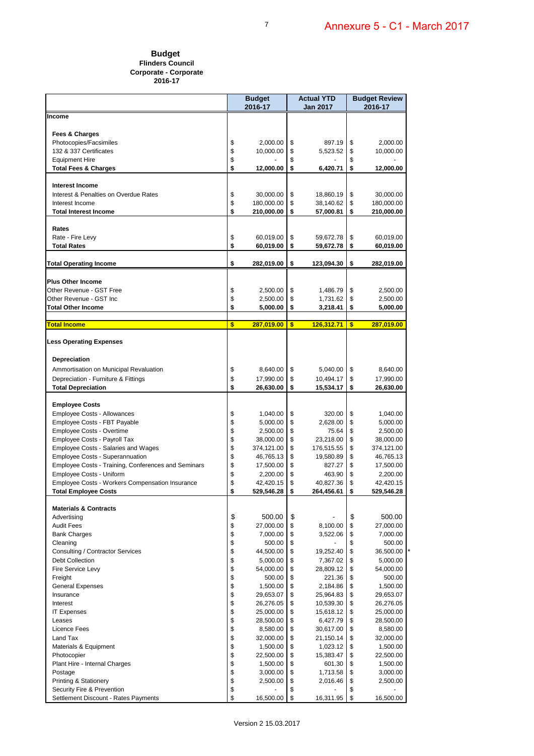Annexure 5 - C1 - March 2017

# Budget

**Flinders Council**
**Corporate - Corporate**
**2016-17**

| | Budget 2016-17 | Actual YTD Jan 2017 | Budget Review 2016-17 |
|---|---|---|---|
| **Income** | | | |
| **Fees & Charges** | | | |
| Photocopies/Facsimiles | $ 2,000.00 | $ 897.19 | $ 2,000.00 |
| 132 & 337 Certificates | $ 10,000.00 | $ 5,523.52 | $ 10,000.00 |
| Equipment Hire | $ - | $ - | $ - |
| **Total Fees & Charges** | **$ 12,000.00** | **$ 6,420.71** | **$ 12,000.00** |
| **Interest Income** | | | |
| Interest & Penalties on Overdue Rates | $ 30,000.00 | $ 18,860.19 | $ 30,000.00 |
| Interest Income | $ 180,000.00 | $ 38,140.62 | $ 180,000.00 |
| **Total Interest Income** | **$ 210,000.00** | **$ 57,000.81** | **$ 210,000.00** |
| **Rates** | | | |
| Rate - Fire Levy | $ 60,019.00 | $ 59,672.78 | $ 60,019.00 |
| **Total Rates** | **$ 60,019.00** | **$ 59,672.78** | **$ 60,019.00** |
| **Total Operating Income** | **$ 282,019.00** | **$ 123,094.30** | **$ 282,019.00** |
| **Plus Other Income** | | | |
| Other Revenue - GST Free | $ 2,500.00 | $ 1,486.79 | $ 2,500.00 |
| Other Revenue - GST Inc | $ 2,500.00 | $ 1,731.62 | $ 2,500.00 |
| **Total Other Income** | **$ 5,000.00** | **$ 3,218.41** | **$ 5,000.00** |
| **Total Income** | **$ 287,019.00** | **$ 126,312.71** | **$ 287,019.00** |
| **Less Operating Expenses** | | | |
| **Depreciation** | | | |
| Ammortisation on Municipal Revaluation | $ 8,640.00 | $ 5,040.00 | $ 8,640.00 |
| Depreciation - Furniture & Fittings | $ 17,990.00 | $ 10,494.17 | $ 17,990.00 |
| **Total Depreciation** | **$ 26,630.00** | **$ 15,534.17** | **$ 26,630.00** |
| **Employee Costs** | | | |
| Employee Costs - Allowances | $ 1,040.00 | $ 320.00 | $ 1,040.00 |
| Employee Costs - FBT Payable | $ 5,000.00 | $ 2,628.00 | $ 5,000.00 |
| Employee Costs - Overtime | $ 2,500.00 | $ 75.64 | $ 2,500.00 |
| Employee Costs - Payroll Tax | $ 38,000.00 | $ 23,218.00 | $ 38,000.00 |
| Employee Costs - Salaries and Wages | $ 374,121.00 | $ 176,515.55 | $ 374,121.00 |
| Employee Costs - Superannuation | $ 46,765.13 | $ 19,580.89 | $ 46,765.13 |
| Employee Costs - Training, Conferences and Seminars | $ 17,500.00 | $ 827.27 | $ 17,500.00 |
| Employee Costs - Uniform | $ 2,200.00 | $ 463.90 | $ 2,200.00 |
| Employee Costs - Workers Compensation Insurance | $ 42,420.15 | $ 40,827.36 | $ 42,420.15 |
| **Total Employee Costs** | **$ 529,546.28** | **$ 264,456.61** | **$ 529,546.28** |
| **Materials & Contracts** | | | |
| Advertising | $ 500.00 | $ - | $ 500.00 |
| Audit Fees | $ 27,000.00 | $ 8,100.00 | $ 27,000.00 |
| Bank Charges | $ 7,000.00 | $ 3,522.06 | $ 7,000.00 |
| Cleaning | $ 500.00 | $ - | $ 500.00 |
| Consulting / Contractor Services | $ 44,500.00 | $ 19,252.40 | $ 36,500.00 * |
| Debt Collection | $ 5,000.00 | $ 7,367.02 | $ 5,000.00 |
| Fire Service Levy | $ 54,000.00 | $ 28,809.12 | $ 54,000.00 |
| Freight | $ 500.00 | $ 221.36 | $ 500.00 |
| General Expenses | $ 1,500.00 | $ 2,184.86 | $ 1,500.00 |
| Insurance | $ 29,653.07 | $ 25,964.83 | $ 29,653.07 |
| Interest | $ 26,276.05 | $ 10,539.30 | $ 26,276.05 |
| IT Expenses | $ 25,000.00 | $ 15,618.12 | $ 25,000.00 |
| Leases | $ 28,500.00 | $ 6,427.79 | $ 28,500.00 |
| Licence Fees | $ 8,580.00 | $ 30,617.00 | $ 8,580.00 |
| Land Tax | $ 32,000.00 | $ 21,150.14 | $ 32,000.00 |
| Materials & Equipment | $ 1,500.00 | $ 1,023.12 | $ 1,500.00 |
| Photocopier | $ 22,500.00 | $ 15,383.47 | $ 22,500.00 |
| Plant Hire - Internal Charges | $ 1,500.00 | $ 601.30 | $ 1,500.00 |
| Postage | $ 3,000.00 | $ 1,713.58 | $ 3,000.00 |
| Printing & Stationery | $ 2,500.00 | $ 2,016.46 | $ 2,500.00 |
| Security Fire & Prevention | $ - | $ - | $ - |
| Settlement Discount - Rates Payments | $ 16,500.00 | $ 16,311.95 | $ 16,500.00 |

Version 2 15.03.2017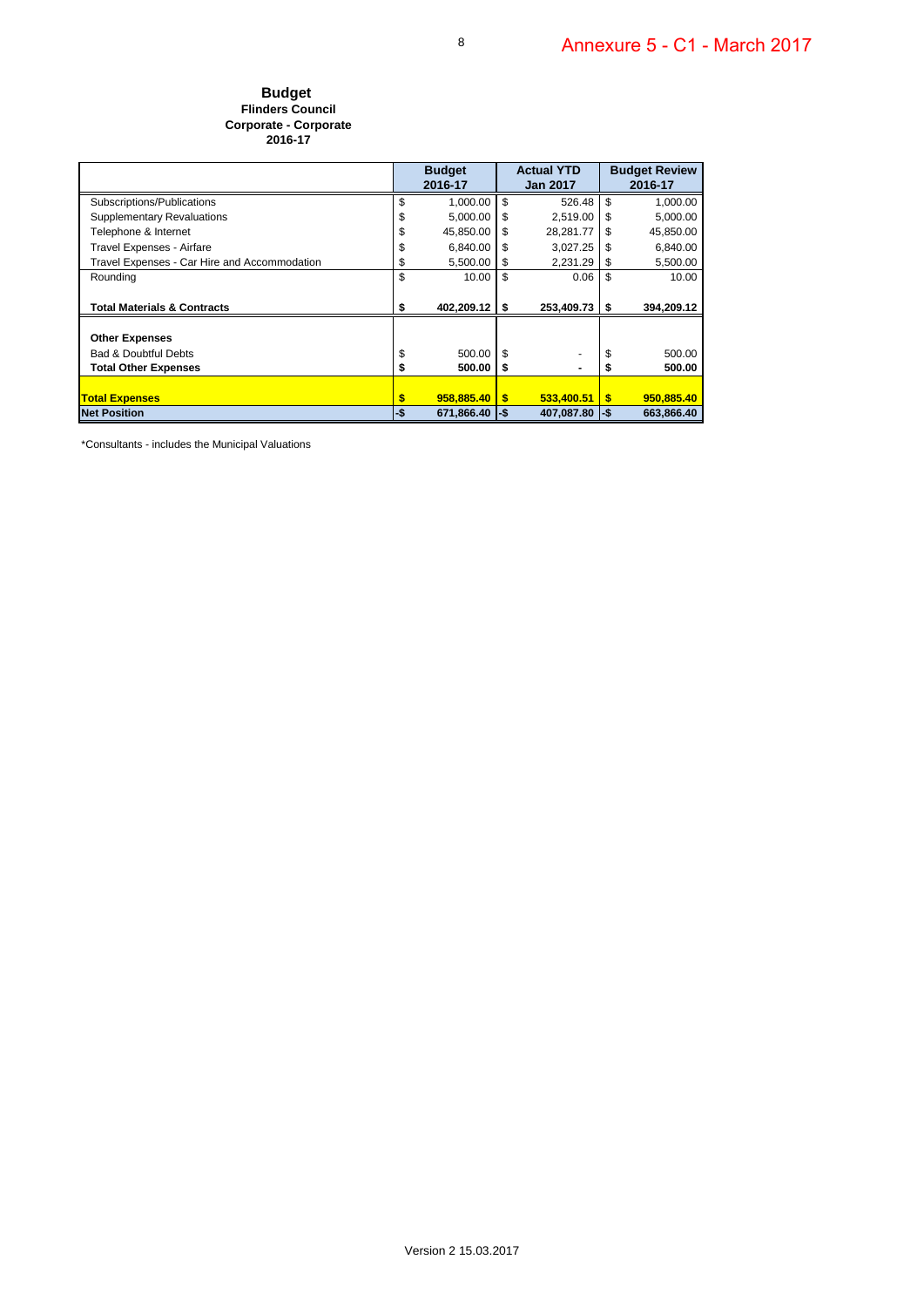Annexure 5 - C1 - March 2017

# Budget

### Flinders Council
### Corporate - Corporate
### 2016-17

| | Budget 2016-17 | Actual YTD Jan 2017 | Budget Review 2016-17 |
|---|---|---|---|
| Subscriptions/Publications | $ 1,000.00 | $ 526.48 | $ 1,000.00 |
| Supplementary Revaluations | $ 5,000.00 | $ 2,519.00 | $ 5,000.00 |
| Telephone & Internet | $ 45,850.00 | $ 28,281.77 | $ 45,850.00 |
| Travel Expenses - Airfare | $ 6,840.00 | $ 3,027.25 | $ 6,840.00 |
| Travel Expenses - Car Hire and Accommodation | $ 5,500.00 | $ 2,231.29 | $ 5,500.00 |
| Rounding | $ 10.00 | $ 0.06 | $ 10.00 |
| **Total Materials & Contracts** | **$ 402,209.12** | **$ 253,409.73** | **$ 394,209.12** |
| **Other Expenses** | | | |
| Bad & Doubtful Debts | $ 500.00 | $ - | $ 500.00 |
| **Total Other Expenses** | **$ 500.00** | **$ -** | **$ 500.00** |
| **Total Expenses** | **$ 958,885.40** | **$ 533,400.51** | **$ 950,885.40** |
| **Net Position** | **-$ 671,866.40** | **-$ 407,087.80** | **-$ 663,866.40** |

*Consultants - includes the Municipal Valuations

Version 2 15.03.2017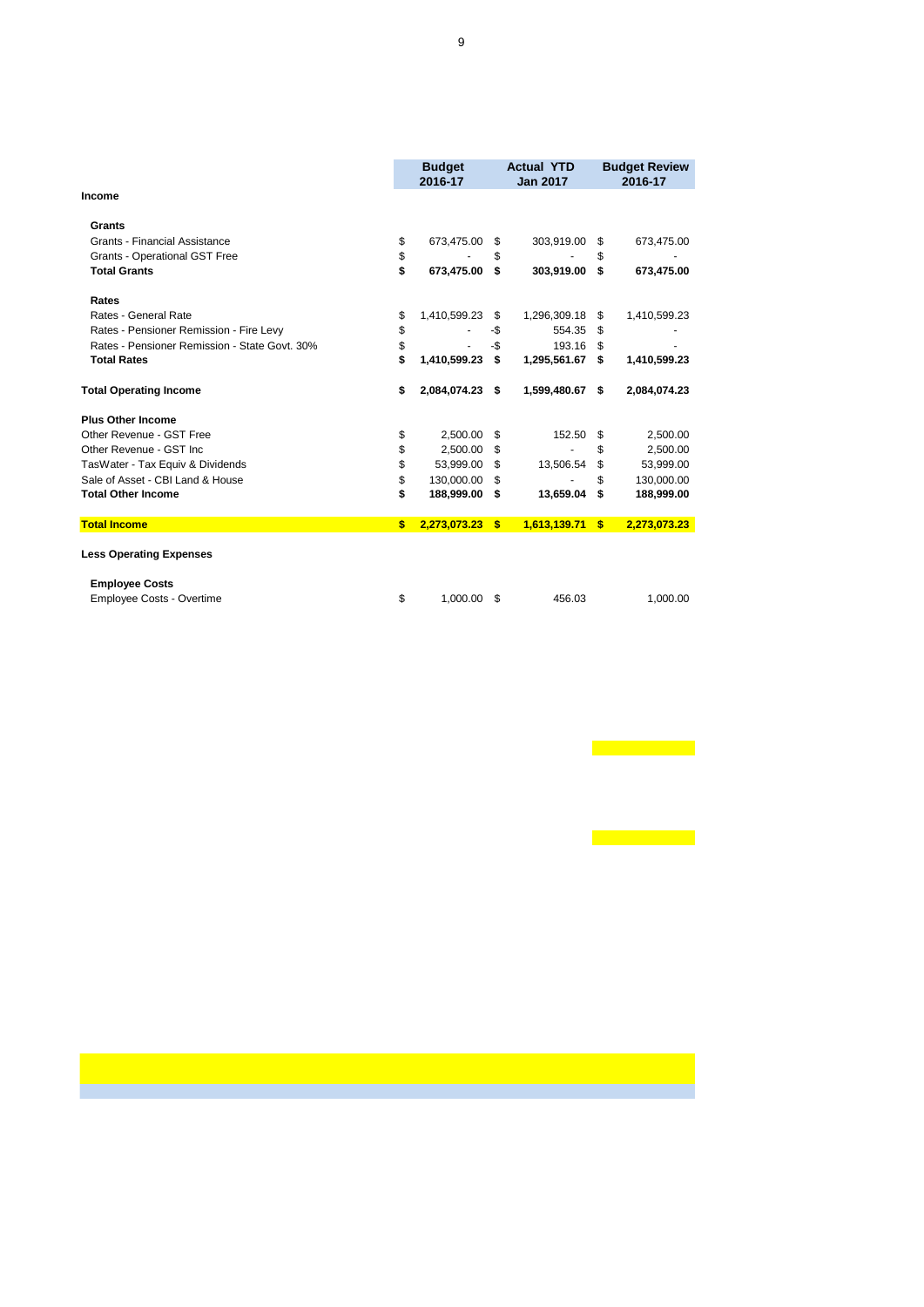| | Budget 2016-17 | Actual YTD Jan 2017 | Budget Review 2016-17 |
|---|---|---|---|
| **Income** | | | |
| **Grants** | | | |
| Grants - Financial Assistance | $ 673,475.00 | $ 303,919.00 | $ 673,475.00 |
| Grants - Operational GST Free | $ - | $ - | $ - |
| **Total Grants** | **$ 673,475.00** | **$ 303,919.00** | **$ 673,475.00** |
| **Rates** | | | |
| Rates - General Rate | $ 1,410,599.23 | $ 1,296,309.18 | $ 1,410,599.23 |
| Rates - Pensioner Remission - Fire Levy | $ - | -$ 554.35 | $ - |
| Rates - Pensioner Remission - State Govt. 30% | $ - | -$ 193.16 | $ - |
| **Total Rates** | **$ 1,410,599.23** | **$ 1,295,561.67** | **$ 1,410,599.23** |
| **Total Operating Income** | **$ 2,084,074.23** | **$ 1,599,480.67** | **$ 2,084,074.23** |
| **Plus Other Income** | | | |
| Other Revenue - GST Free | $ 2,500.00 | $ 152.50 | $ 2,500.00 |
| Other Revenue - GST Inc | $ 2,500.00 | $ - | $ 2,500.00 |
| TasWater - Tax Equiv & Dividends | $ 53,999.00 | $ 13,506.54 | $ 53,999.00 |
| Sale of Asset - CBI Land & House | $ 130,000.00 | $ - | $ 130,000.00 |
| **Total Other Income** | **$ 188,999.00** | **$ 13,659.04** | **$ 188,999.00** |
| **Total Income** | **$ 2,273,073.23** | **$ 1,613,139.71** | **$ 2,273,073.23** |
| **Less Operating Expenses** | | | |
| **Employee Costs** | | | |
| Employee Costs - Overtime | $ 1,000.00 | $ 456.03 | 1,000.00 |